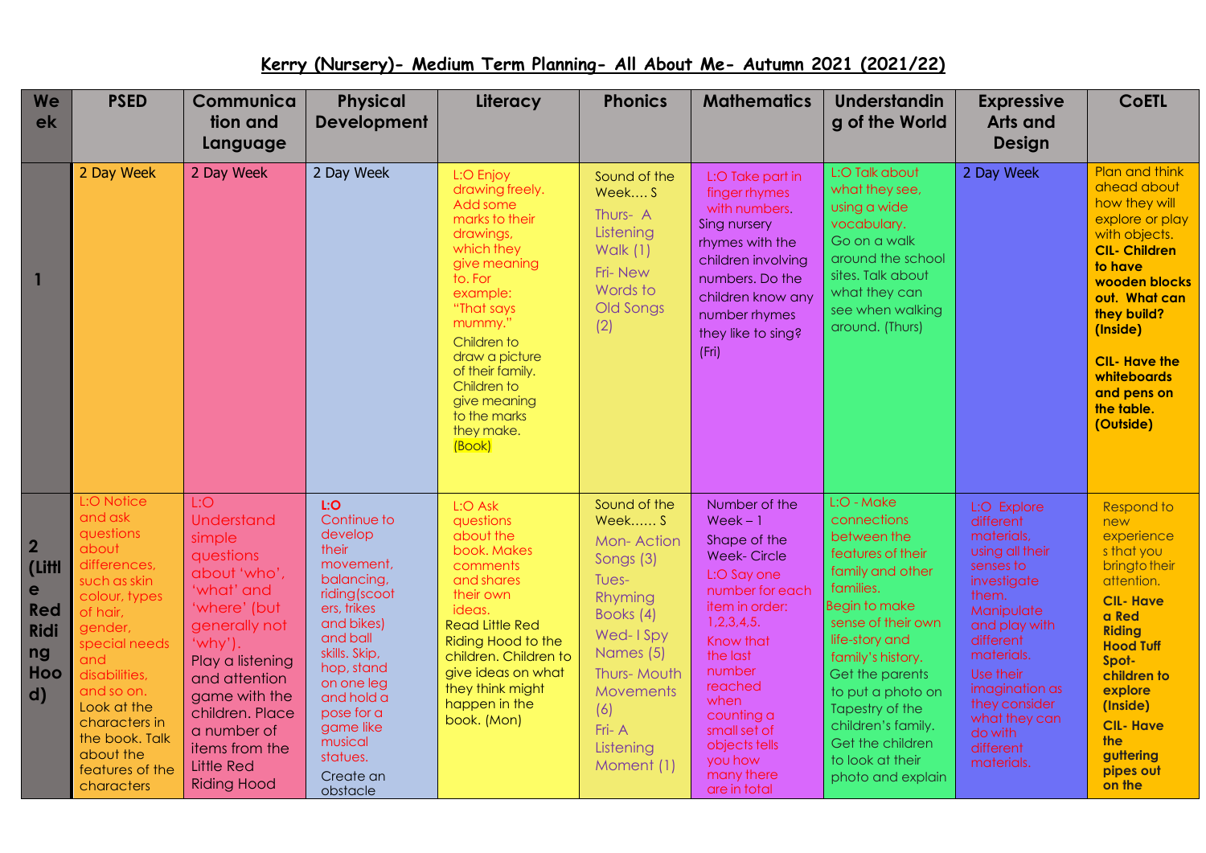# Kerry (Nursery)- Medium Term Planning- All About Me- Autumn 2021 (2021/22)

| Week | PSED | Communication and Language | Physical Development | Literacy | Phonics | Mathematics | Understanding of the World | Expressive Arts and Design | CoETL |
|---|---|---|---|---|---|---|---|---|---|
| 1 | 2 Day Week | 2 Day Week | 2 Day Week | L:O Enjoy drawing freely. Add some marks to their drawings, which they give meaning to. For example: "That says mummy." Children to draw a picture of their family. Children to give meaning to the marks they make. (Book) | Sound of the Week…. S<br>Thurs- A Listening Walk (1)<br>Fri- New Words to Old Songs (2) | L:O Take part in finger rhymes with numbers. Sing nursery rhymes with the children involving numbers. Do the children know any number rhymes they like to sing? (Fri) | L:O Talk about what they see, using a wide vocabulary. Go on a walk around the school sites. Talk about what they can see when walking around. (Thurs) | 2 Day Week | Plan and think ahead about how they will explore or play with objects. **CIL- Children to have wooden blocks out. What can they build? (Inside)**<br>**CIL- Have the whiteboards and pens on the table. (Outside)** |
| 2 (Little Red Riding Hood) | L:O Notice and ask questions about differences, such as skin colour, types of hair, gender, special needs and disabilities, and so on. Look at the characters in the book. Talk about the features of the characters | L:O Understand simple questions about 'who', 'what' and 'where' (but generally not 'why'). Play a listening and attention game with the children. Place a number of items from the Little Red Riding Hood | **L:O** Continue to develop their movement, balancing, riding(scooters, trikes and bikes) and ball skills. Skip, hop, stand on one leg and hold a pose for a game like musical statues. Create an obstacle | L:O Ask questions about the book. Makes comments and shares their own ideas. Read Little Red Riding Hood to the children. Children to give ideas on what they think might happen in the book. (Mon) | Sound of the Week…… S<br>Mon- Action Songs (3)<br>Tues- Rhyming Books (4)<br>Wed- I Spy Names (5)<br>Thurs- Mouth Movements (6)<br>Fri- A Listening Moment (1) | Number of the Week – 1<br>Shape of the Week- Circle<br>L:O Say one number for each item in order: 1,2,3,4,5.<br>Know that the last number reached when counting a small set of objects tells you how many there are in total | L:O - Make connections between the features of their family and other families.<br>Begin to make sense of their own life-story and family's history. Get the parents to put a photo on Tapestry of the children's family. Get the children to look at their photo and explain | L:O Explore different materials, using all their senses to investigate them. Manipulate and play with different materials. Use their imagination as they consider what they can do with different materials. | Respond to new experiences that you bring to their attention.<br>**CIL- Have a Red Riding Hood Tuff Spot- children to explore (Inside)**<br>**CIL- Have the guttering pipes out on the** |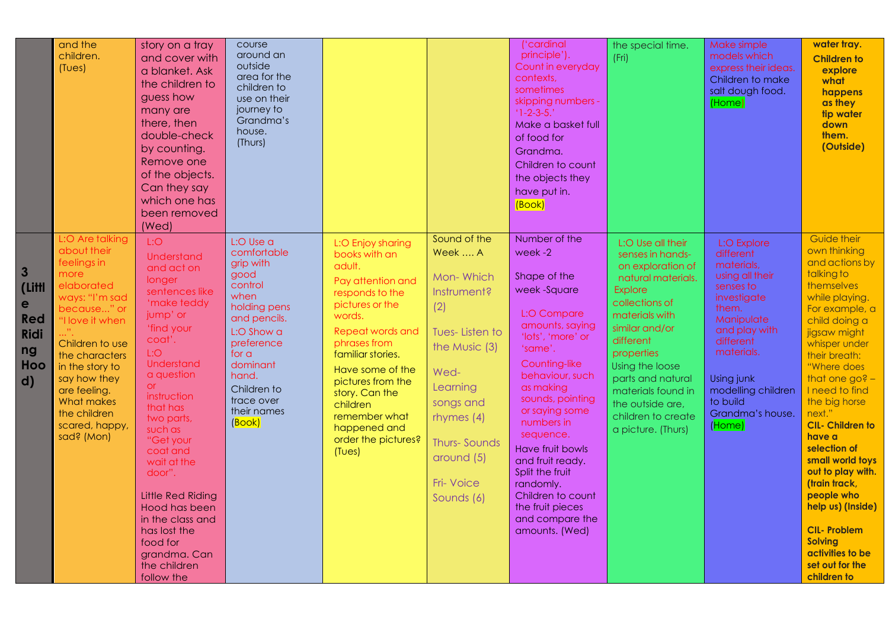| | | | | | | | | | |
|---|---|---|---|---|---|---|---|---|---|
| | and the children. (Tues) | story on a tray and cover with a blanket. Ask the children to guess how many are there, then double-check by counting. Remove one of the objects. Can they say which one has been removed (Wed) | course around an outside area for the children to use on their journey to Grandma's house. (Thurs) | | | ('cardinal principle'). Count in everyday contexts, sometimes skipping numbers - '1-2-3-5.' Make a basket full of food for Grandma. Children to count the objects they have put in. (Book) | the special time. (Fri) | Make simple models which express their ideas. Children to make salt dough food. (Home) | **water tray. Children to explore what happens as they tip water down them. (Outside)** |
| **3 (Little Red Riding Hood)** | L:O Are talking about their feelings in more elaborated ways: "I'm sad because..." or "I love it when ...". Children to use the characters in the story to say how they are feeling. What makes the children scared, happy, sad? (Mon) | L:O Understand and act on longer sentences like 'make teddy jump' or 'find your coat'. L:O Understand a question or instruction that has two parts, such as "Get your coat and wait at the door". Little Red Riding Hood has been in the class and has lost the food for grandma. Can the children follow the | L:O Use a comfortable grip with good control when holding pens and pencils. L:O Show a preference for a dominant hand. Children to trace over their names (Book) | L:O Enjoy sharing books with an adult. Pay attention and responds to the pictures or the words. Repeat words and phrases from familiar stories. Have some of the pictures from the story. Can the children remember what happened and order the pictures? (Tues) | Sound of the Week …. A<br>Mon- Which Instrument? (2)<br>Tues- Listen to the Music (3)<br>Wed- Learning songs and rhymes (4)<br>Thurs- Sounds around (5)<br>Fri- Voice Sounds (6) | Number of the week -2<br>Shape of the week -Square<br>L:O Compare amounts, saying 'lots', 'more' or 'same'. Counting-like behaviour, such as making sounds, pointing or saying some numbers in sequence. Have fruit bowls and fruit ready. Split the fruit randomly. Children to count the fruit pieces and compare the amounts. (Wed) | L:O Use all their senses in hands-on exploration of natural materials. Explore collections of materials with similar and/or different properties Using the loose parts and natural materials found in the outside are, children to create a picture. (Thurs) | L:O Explore different materials, using all their senses to investigate them. Manipulate and play with different materials. Using junk modelling children to build Grandma's house. (Home) | Guide their own thinking and actions by talking to themselves while playing. For example, a child doing a jigsaw might whisper under their breath: "Where does that one go? – I need to find the big horse next." **CIL- Children to have a selection of small world toys out to play with. (train track, people who help us) (Inside)** **CIL- Problem Solving activities to be set out for the children to** |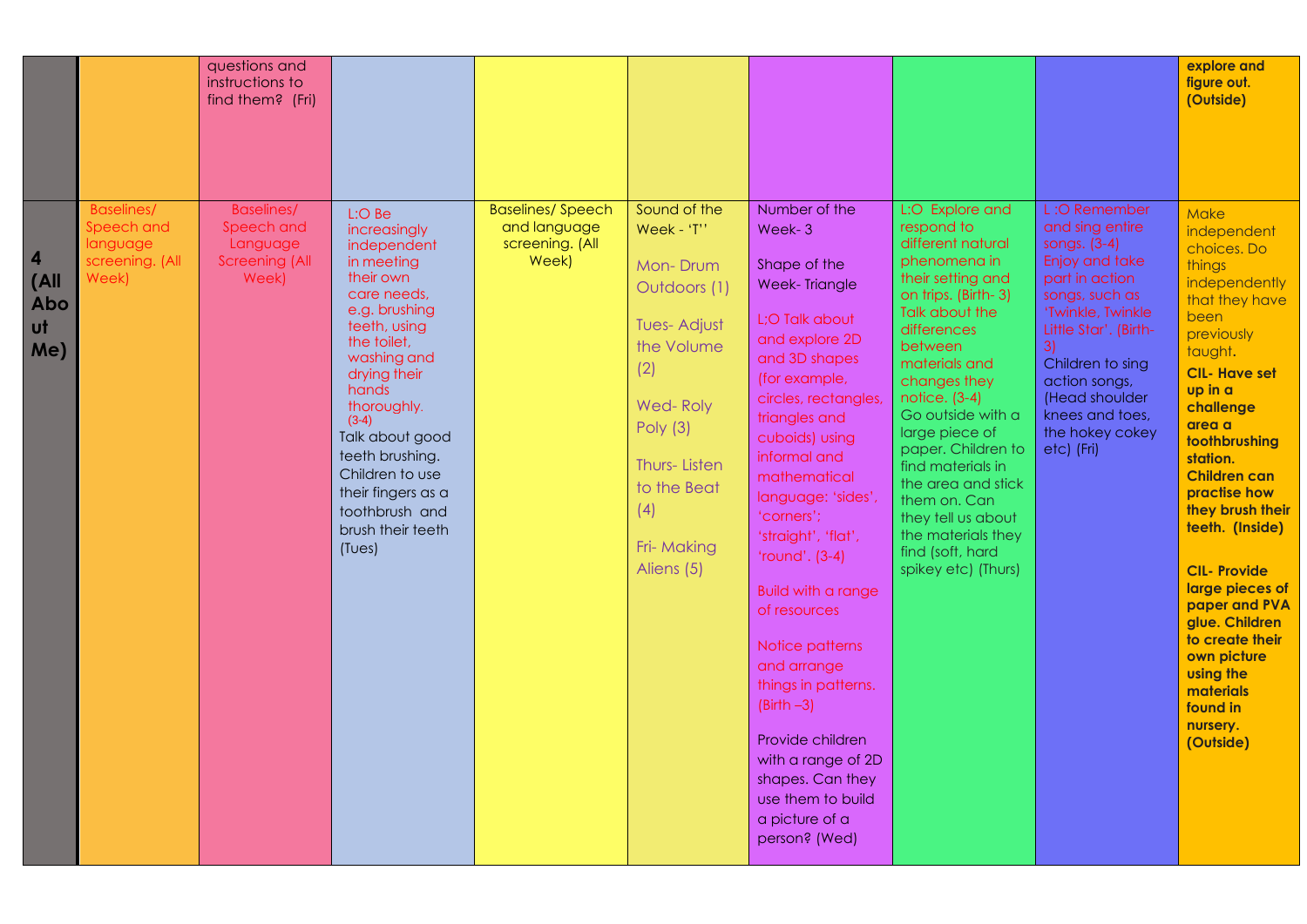| | | | | | | | | | |
|---|---|---|---|---|---|---|---|---|---|
| | | questions and instructions to find them? (Fri) | | | | | | | **explore and figure out. (Outside)** |
| **4 (All About Me)** | Baselines/ Speech and language screening. (All Week) | Baselines/ Speech and Language Screening (All Week) | L:O Be increasingly independent in meeting their own care needs, e.g. brushing teeth, using the toilet, washing and drying their hands thoroughly. (3-4)<br>Talk about good teeth brushing. Children to use their fingers as a toothbrush and brush their teeth (Tues) | Baselines/ Speech and language screening. (All Week) | Sound of the Week - 'T''<br><br>Mon- Drum Outdoors (1)<br><br>Tues- Adjust the Volume (2)<br><br>Wed- Roly Poly (3)<br><br>Thurs- Listen to the Beat (4)<br><br>Fri- Making Aliens (5) | Number of the Week- 3<br><br>Shape of the Week- Triangle<br><br>L;O Talk about and explore 2D and 3D shapes (for example, circles, rectangles, triangles and cuboids) using informal and mathematical language: 'sides', 'corners'; 'straight', 'flat', 'round'. (3-4)<br><br>Build with a range of resources<br><br>Notice patterns and arrange things in patterns. (Birth –3)<br><br>Provide children with a range of 2D shapes. Can they use them to build a picture of a person? (Wed) | L:O Explore and respond to different natural phenomena in their setting and on trips. (Birth- 3)<br>Talk about the differences between materials and changes they notice. (3-4)<br>Go outside with a large piece of paper. Children to find materials in the area and stick them on. Can they tell us about the materials they find (soft, hard spikey etc) (Thurs) | L :O Remember and sing entire songs. (3-4)<br>Enjoy and take part in action songs, such as 'Twinkle, Twinkle Little Star'. (Birth-3)<br>Children to sing action songs, (Head shoulder knees and toes, the hokey cokey etc) (Fri) | Make independent choices. Do things independently that they have been previously taught.<br>**CIL- Have set up in a challenge area a toothbrushing station. Children can practise how they brush their teeth. (Inside)**<br><br>**CIL- Provide large pieces of paper and PVA glue. Children to create their own picture using the materials found in nursery. (Outside)** |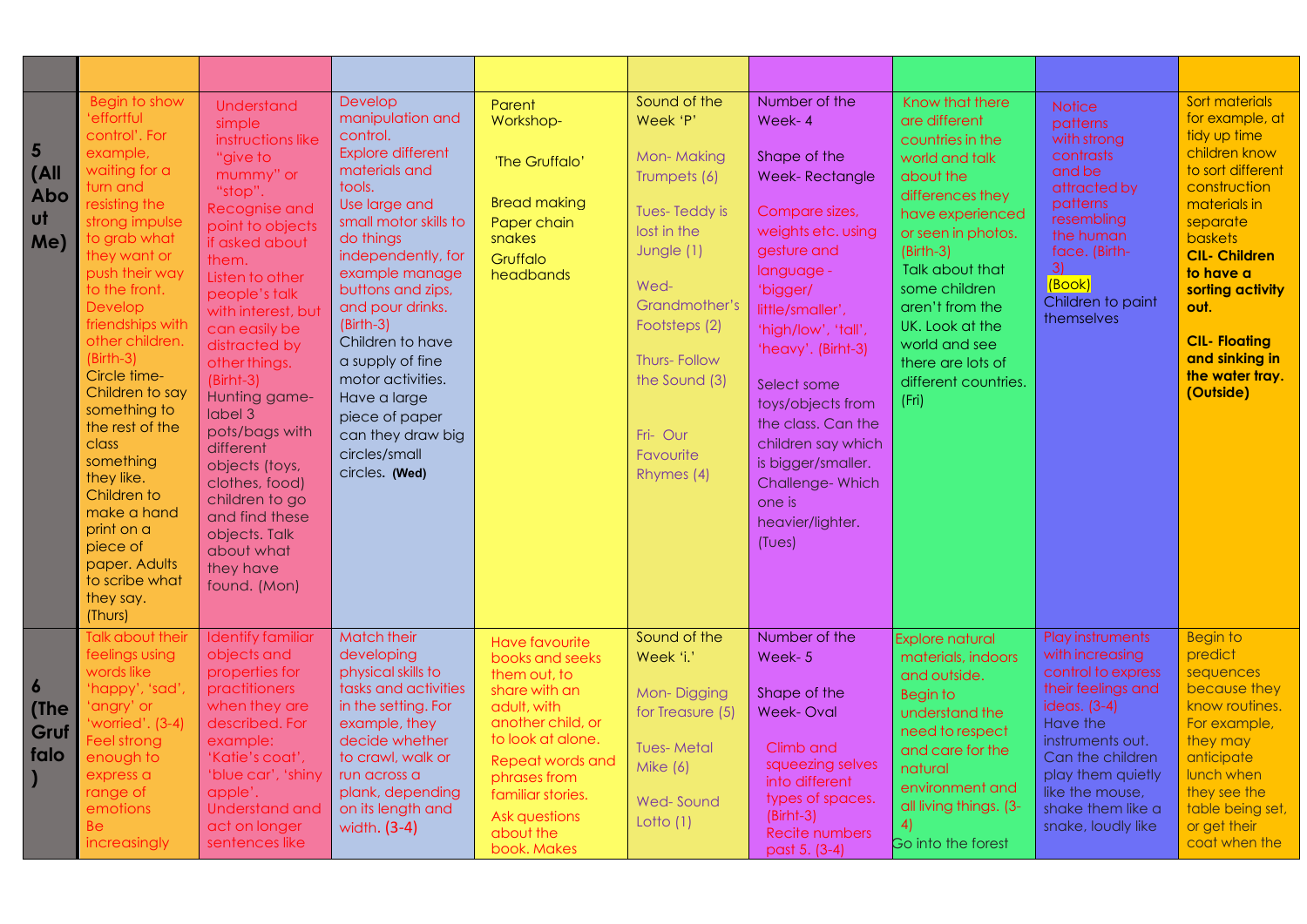| | | | | | | | | | |
|---|---|---|---|---|---|---|---|---|---|
| **5 (All About Me)** | Begin to show 'effortful control'. For example, waiting for a turn and resisting the strong impulse to grab what they want or push their way to the front. Develop friendships with other children. (Birth-3) Circle time- Children to say something to the rest of the class something they like. Children to make a hand print on a piece of paper. Adults to scribe what they say. (Thurs) | Understand simple instructions like "give to mummy" or "stop". Recognise and point to objects if asked about them. Listen to other people's talk with interest, but can easily be distracted by other things. (Birht-3) Hunting game- label 3 pots/bags with different objects (toys, clothes, food) children to go and find these objects. Talk about what they have found. (Mon) | Develop manipulation and control. Explore different materials and tools. Use large and small motor skills to do things independently, for example manage buttons and zips, and pour drinks. (Birth-3) Children to have a supply of fine motor activities. Have a large piece of paper can they draw big circles/small circles. **(Wed)** | Parent Workshop- 'The Gruffalo' Bread making Paper chain snakes Gruffalo headbands | Sound of the Week 'P' Mon- Making Trumpets (6) Tues- Teddy is lost in the Jungle (1) Wed- Grandmother's Footsteps (2) Thurs- Follow the Sound (3) Fri- Our Favourite Rhymes (4) | Number of the Week- 4 Shape of the Week- Rectangle Compare sizes, weights etc. using gesture and language - 'bigger/ little/smaller', 'high/low', 'tall', 'heavy'. (Birht-3) Select some toys/objects from the class. Can the children say which is bigger/smaller. Challenge- Which one is heavier/lighter. (Tues) | Know that there are different countries in the world and talk about the differences they have experienced or seen in photos. (Birth-3) Talk about that some children aren't from the UK. Look at the world and see there are lots of different countries. (Fri) | Notice patterns with strong contrasts and be attracted by patterns resembling the human face. (Birth-3) (Book) Children to paint themselves | Sort materials for example, at tidy up time children know to sort different construction materials in separate baskets **CIL- Children to have a sorting activity out.** **CIL- Floating and sinking in the water tray. (Outside)** |
| **6 (The Gruffalo)** | Talk about their feelings using words like 'happy', 'sad', 'angry' or 'worried'. (3-4) Feel strong enough to express a range of emotions Be increasingly | Identify familiar objects and properties for practitioners when they are described. For example: 'Katie's coat', 'blue car', 'shiny apple'. Understand and act on longer sentences like | Match their developing physical skills to tasks and activities in the setting. For example, they decide whether to crawl, walk or run across a plank, depending on its length and width. (3-4) | Have favourite books and seeks them out, to share with an adult, with another child, or to look at alone. Repeat words and phrases from familiar stories. Ask questions about the book. Makes | Sound of the Week 'i.' Mon- Digging for Treasure (5) Tues- Metal Mike (6) Wed- Sound Lotto (1) | Number of the Week- 5 Shape of the Week- Oval Climb and squeezing selves into different types of spaces. (Birht-3) Recite numbers past 5. (3-4) | Explore natural materials, indoors and outside. Begin to understand the need to respect and care for the natural environment and all living things. (3-4) Go into the forest | Play instruments with increasing control to express their feelings and ideas. (3-4) Have the instruments out. Can the children play them quietly like the mouse, shake them like a snake, loudly like | Begin to predict sequences because they know routines. For example, they may anticipate lunch when they see the table being set, or get their coat when the |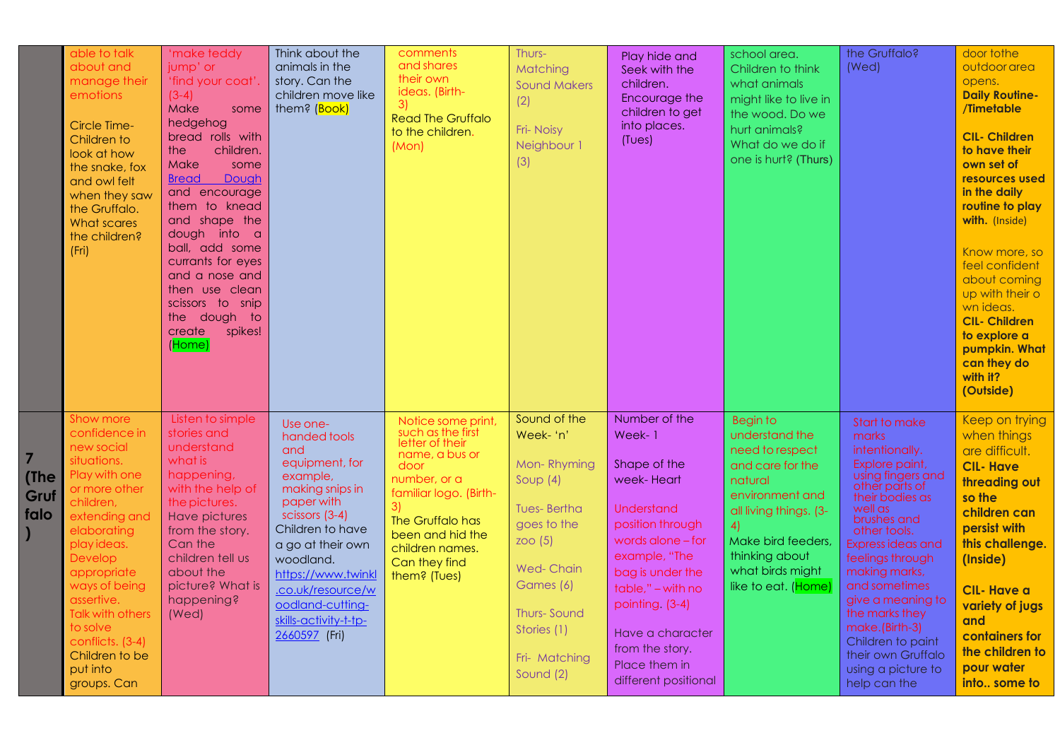|  |  |  |  |  |  |  |  |  |  |
|---|---|---|---|---|---|---|---|---|---|
|  | able to talk about and manage their emotions<br><br>Circle Time- Children to look at how the snake, fox and owl felt when they saw the Gruffalo. What scares the children? (Fri) | 'make teddy jump' or 'find your coat'. (3-4)<br>Make some hedgehog bread rolls with the children. Make some Bread Dough and encourage them to knead and shape the dough into a ball, add some currants for eyes and a nose and then use clean scissors to snip the dough to create spikes! (Home) | Think about the animals in the story. Can the children move like them? (Book) | comments and shares their own ideas. (Birth-3)<br>Read The Gruffalo to the children. (Mon) | Thurs- Matching Sound Makers (2)<br><br>Fri- Noisy Neighbour 1 (3) | Play hide and Seek with the children. Encourage the children to get into places. (Tues) | school area. Children to think what animals might like to live in the wood. Do we hurt animals? What do we do if one is hurt? (Thurs) | the Gruffalo? (Wed) | door tothe outdoor area opens.<br>**Daily Routine-/Timetable**<br><br>**CIL- Children to have their own set of resources used in the daily routine to play with.** (Inside)<br><br>Know more, so feel confident about coming up with their o wn ideas.<br>**CIL- Children to explore a pumpkin. What can they do with it? (Outside)** |
| **7 (The Gruffalo)** | Show more confidence in new social situations. Play with one or more other children, extending and elaborating play ideas. Develop appropriate ways of being assertive. Talk with others to solve conflicts. (3-4)<br>Children to be put into groups. Can | Listen to simple stories and understand what is happening, with the help of the pictures.<br>Have pictures from the story. Can the children tell us about the picture? What is happening? (Wed) | Use one-handed tools and equipment, for example, making snips in paper with scissors (3-4)<br>Children to have a go at their own woodland.<br>https://www.twinkl.co.uk/resource/woodland-cutting-skills-activity-t-tp-2660597 (Fri) | Notice some print, such as the first letter of their name, a bus or door number, or a familiar logo. (Birth-3)<br>The Gruffalo has been and hid the children names. Can they find them? (Tues) | Sound of the Week- 'n'<br><br>Mon- Rhyming Soup (4)<br><br>Tues- Bertha goes to the zoo (5)<br><br>Wed- Chain Games (6)<br><br>Thurs- Sound Stories (1)<br><br>Fri- Matching Sound (2) | Number of the Week- 1<br><br>Shape of the week- Heart<br><br>Understand position through words alone – for example, "The bag is under the table," – with no pointing. (3-4)<br><br>Have a character from the story. Place them in different positional | Begin to understand the need to respect and care for the natural environment and all living things. (3-4)<br>Make bird feeders, thinking about what birds might like to eat. (Home) | Start to make marks intentionally. Explore paint, using fingers and other parts of their bodies as well as brushes and other tools. Express ideas and feelings through making marks, and sometimes give a meaning to the marks they make.(Birth-3)<br>Children to paint their own Gruffalo using a picture to help can the | Keep on trying when things are difficult.<br>**CIL- Have threading out so the children can persist with this challenge. (Inside)**<br><br>**CIL- Have a variety of jugs and containers for the children to pour water into.. some to** |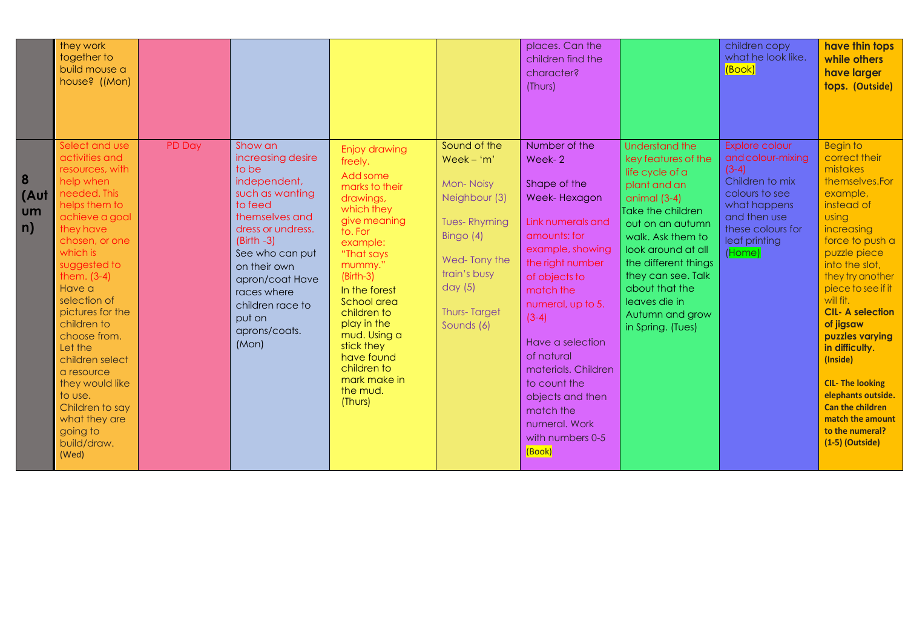| | | | | | | | | | |
|---|---|---|---|---|---|---|---|---|---|
| | they work together to build mouse a house? ((Mon) | | | | | places. Can the children find the character? (Thurs) | | children copy what he look like. (Book) | **have thin tops while others have larger tops. (Outside)** |
| **8 (Autumn)** | Select and use activities and resources, with help when needed. This helps them to achieve a goal they have chosen, or one which is suggested to them. (3-4) Have a selection of pictures for the children to choose from. Let the children select a resource they would like to use. Children to say what they are going to build/draw. (Wed) | PD Day | Show an increasing desire to be independent, such as wanting to feed themselves and dress or undress. (Birth -3) See who can put on their own apron/coat Have races where children race to put on aprons/coats. (Mon) | Enjoy drawing freely. Add some marks to their drawings, which they give meaning to. For example: "That says mummy." (Birth-3) In the forest School area children to play in the mud. Using a stick they have found children to mark make in the mud. (Thurs) | Sound of the Week – 'm' Mon- Noisy Neighbour (3) Tues- Rhyming Bingo (4) Wed- Tony the train's busy day (5) Thurs- Target Sounds (6) | Number of the Week- 2 Shape of the Week- Hexagon Link numerals and amounts: for example, showing the right number of objects to match the numeral, up to 5. (3-4) Have a selection of natural materials. Children to count the objects and then match the numeral. Work with numbers 0-5 (Book) | Understand the key features of the life cycle of a plant and an animal (3-4) Take the children out on an autumn walk. Ask them to look around at all the different things they can see. Talk about that the leaves die in Autumn and grow in Spring. (Tues) | Explore colour and colour-mixing (3-4) Children to mix colours to see what happens and then use these colours for leaf printing (Home) | Begin to correct their mistakes themselves. For example, instead of using increasing force to push a puzzle piece into the slot, they try another piece to see if it will fit. **CIL- A selection of jigsaw puzzles varying in difficulty. (Inside)** **CIL- The looking elephants outside. Can the children match the amount to the numeral? (1-5) (Outside)** |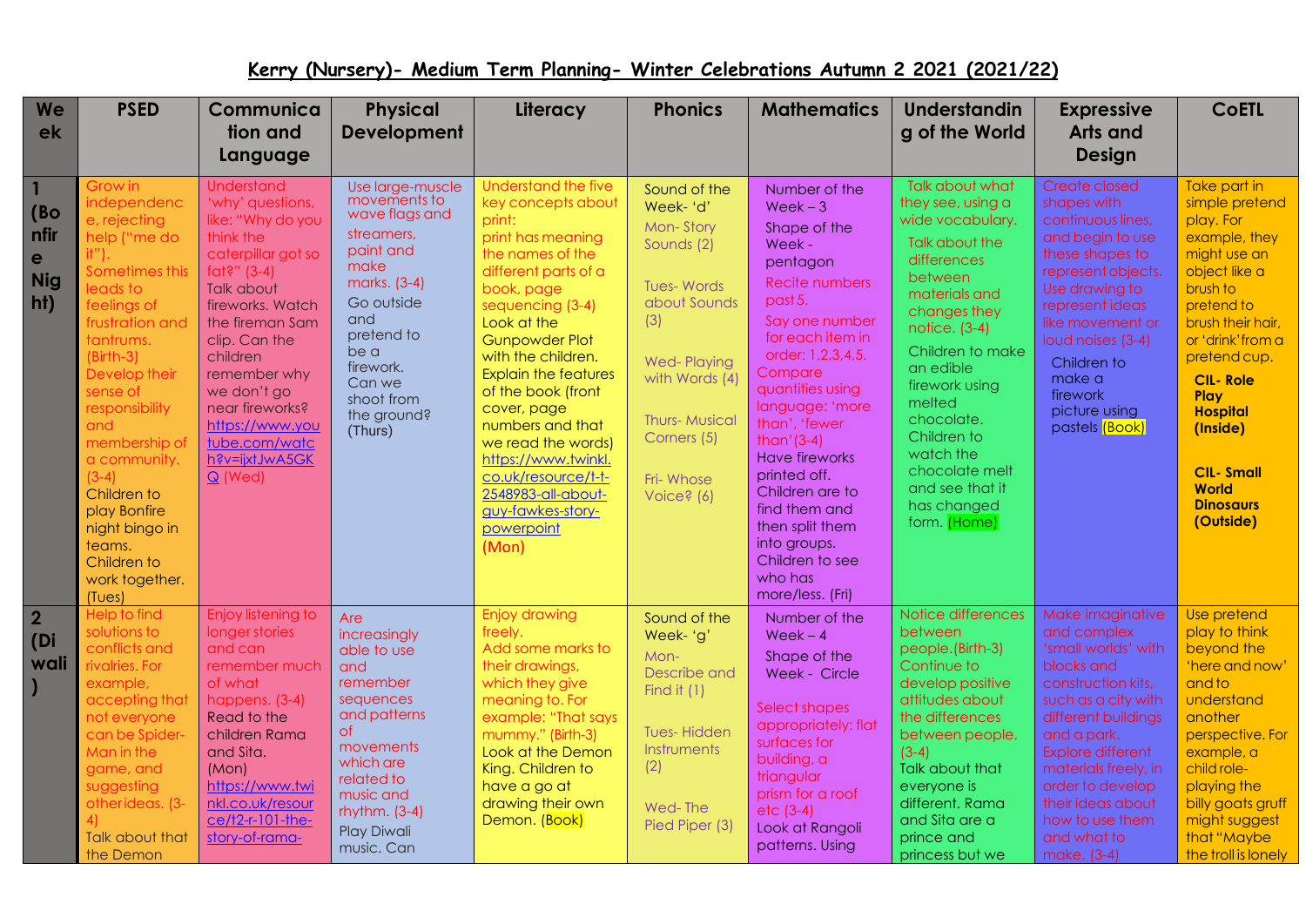# Kerry (Nursery)- Medium Term Planning- Winter Celebrations Autumn 2 2021 (2021/22)

| Week | PSED | Communication and Language | Physical Development | Literacy | Phonics | Mathematics | Understanding of the World | Expressive Arts and Design | CoETL |
|---|---|---|---|---|---|---|---|---|---|
| 1 (Bonfire Night) | Grow in independence, rejecting help ("me do it"). Sometimes this leads to feelings of frustration and tantrums. (Birth-3) Develop their sense of responsibility and membership of a community. (3-4) Children to play Bonfire night bingo in teams. Children to work together. (Tues) | Understand 'why' questions, like: "Why do you think the caterpillar got so fat?" (3-4) Talk about fireworks. Watch the fireman Sam clip. Can the children remember why we don't go near fireworks? https://www.youtube.com/watch?v=ijxtJwA5GKQ (Wed) | Use large-muscle movements to wave flags and streamers, paint and make marks. (3-4) Go outside and pretend to be a firework. Can we shoot from the ground? (Thurs) | Understand the five key concepts about print: print has meaning the names of the different parts of a book, page sequencing (3-4) Look at the Gunpowder Plot with the children. Explain the features of the book (front cover, page numbers and that we read the words) https://www.twinkl.co.uk/resource/t-t-2548983-all-about-guy-fawkes-story-powerpoint **(Mon)** | Sound of the Week- 'd' Mon- Story Sounds (2) Tues- Words about Sounds (3) Wed- Playing with Words (4) Thurs- Musical Corners (5) Fri- Whose Voice? (6) | Number of the Week – 3 Shape of the Week - pentagon Recite numbers past 5. Say one number for each item in order: 1,2,3,4,5. Compare quantities using language: 'more than', 'fewer than'(3-4) Have fireworks printed off. Children are to find them and then split them into groups. Children to see who has more/less. (Fri) | Talk about what they see, using a wide vocabulary. Talk about the differences between materials and changes they notice. (3-4) Children to make an edible firework using melted chocolate. Children to watch the chocolate melt and see that it has changed form. (Home) | Create closed shapes with continuous lines, and begin to use these shapes to represent objects. Use drawing to represent ideas like movement or loud noises (3-4) Children to make a firework picture using pastels (Book) | Take part in simple pretend play. For example, they might use an object like a brush to pretend to brush their hair, or 'drink' from a pretend cup. **CIL- Role Play Hospital (Inside)** **CIL- Small World Dinosaurs (Outside)** |
| 2 (Diwali) | Help to find solutions to conflicts and rivalries. For example, accepting that not everyone can be Spider-Man in the game, and suggesting other ideas. (3-4) Talk about that the Demon | Enjoy listening to longer stories and can remember much of what happens. (3-4) Read to the children Rama and Sita. (Mon) https://www.twinkl.co.uk/resource/t2-r-101-the-story-of-rama- | Are increasingly able to use and remember sequences and patterns of movements which are related to music and rhythm. (3-4) Play Diwali music. Can | Enjoy drawing freely. Add some marks to their drawings, which they give meaning to. For example: "That says mummy." (Birth-3) Look at the Demon King. Children to have a go at drawing their own Demon. (Book) | Sound of the Week- 'g' Mon- Describe and Find it (1) Tues- Hidden Instruments (2) Wed- The Pied Piper (3) | Number of the Week – 4 Shape of the Week - Circle Select shapes appropriately: flat surfaces for building, a triangular prism for a roof etc (3-4) Look at Rangoli patterns. Using | Notice differences between people.(Birth-3) Continue to develop positive attitudes about the differences between people. (3-4) Talk about that everyone is different. Rama and Sita are a prince and princess but we | Make imaginative and complex 'small worlds' with blocks and construction kits, such as a city with different buildings and a park. Explore different materials freely, in order to develop their ideas about how to use them and what to make. (3-4) | Use pretend play to think beyond the 'here and now' and to understand another perspective. For example, a child role-playing the billy goats gruff might suggest that "Maybe the troll is lonely |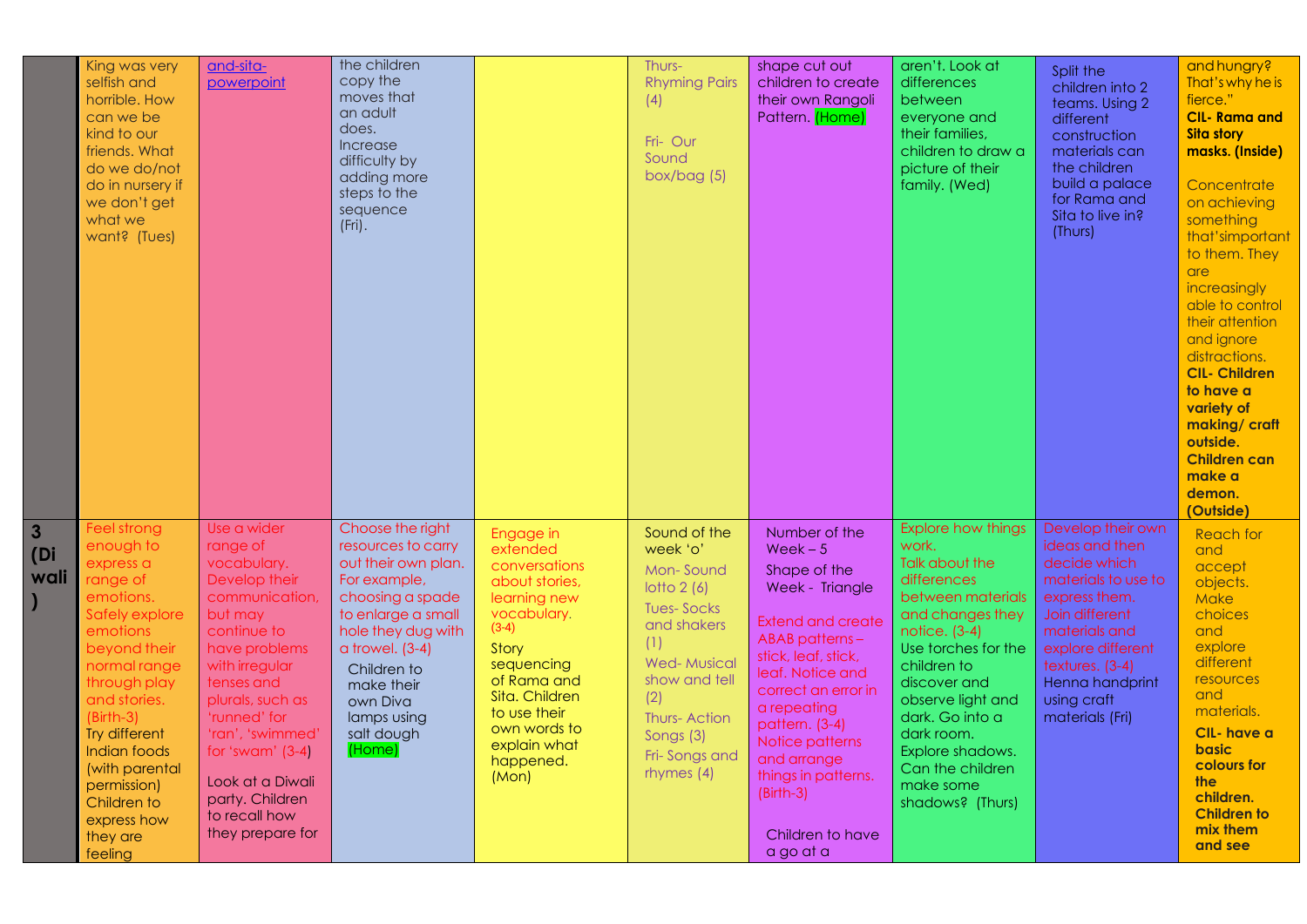| | | | | | | | | | |
|---|---|---|---|---|---|---|---|---|---|
| | King was very selfish and horrible. How can we be kind to our friends. What do we do/not do in nursery if we don't get what we want? (Tues) | and-sita-powerpoint | the children copy the moves that an adult does. Increase difficulty by adding more steps to the sequence (Fri). | | Thurs- Rhyming Pairs (4)<br><br>Fri- Our Sound box/bag (5) | shape cut out children to create their own Rangoli Pattern. (Home) | aren't. Look at differences between everyone and their families, children to draw a picture of their family. (Wed) | Split the children into 2 teams. Using 2 different construction materials can the children build a palace for Rama and Sita to live in? (Thurs) | and hungry? That's why he is fierce."<br>**CIL- Rama and Sita story masks. (Inside)**<br><br>Concentrate on achieving something that'simportant to them. They are increasingly able to control their attention and ignore distractions.<br>**CIL- Children to have a variety of making/ craft outside. Children can make a demon. (Outside)** |
| **3 (Diwali)** | Feel strong enough to express a range of emotions. Safely explore emotions beyond their normal range through play and stories. (Birth-3)<br>Try different Indian foods (with parental permission)<br>Children to express how they are feeling | Use a wider range of vocabulary. Develop their communication, but may continue to have problems with irregular tenses and plurals, such as 'runned' for 'ran', 'swimmed' for 'swam' (3-4)<br><br>Look at a Diwali party. Children to recall how they prepare for | Choose the right resources to carry out their own plan. For example, choosing a spade to enlarge a small hole they dug with a trowel. (3-4)<br>Children to make their own Diva lamps using salt dough (Home) | Engage in extended conversations about stories, learning new vocabulary. (3-4)<br>Story sequencing of Rama and Sita. Children to use their own words to explain what happened. (Mon) | Sound of the week 'o'<br>Mon- Sound lotto 2 (6)<br>Tues- Socks and shakers (1)<br>Wed- Musical show and tell (2)<br>Thurs- Action Songs (3)<br>Fri- Songs and rhymes (4) | Number of the Week – 5<br>Shape of the Week - Triangle<br><br>Extend and create ABAB patterns – stick, leaf, stick, leaf. Notice and correct an error in a repeating pattern. (3-4)<br>Notice patterns and arrange things in patterns. (Birth-3)<br><br>Children to have a go at a | Explore how things work.<br>Talk about the differences between materials and changes they notice. (3-4)<br>Use torches for the children to discover and observe light and dark. Go into a dark room. Explore shadows. Can the children make some shadows? (Thurs) | Develop their own ideas and then decide which materials to use to express them. Join different materials and explore different textures. (3-4)<br>Henna handprint using craft materials (Fri) | Reach for and accept objects. Make choices and explore different resources and materials.<br>**CIL- have a basic colours for the children. Children to mix them and see** |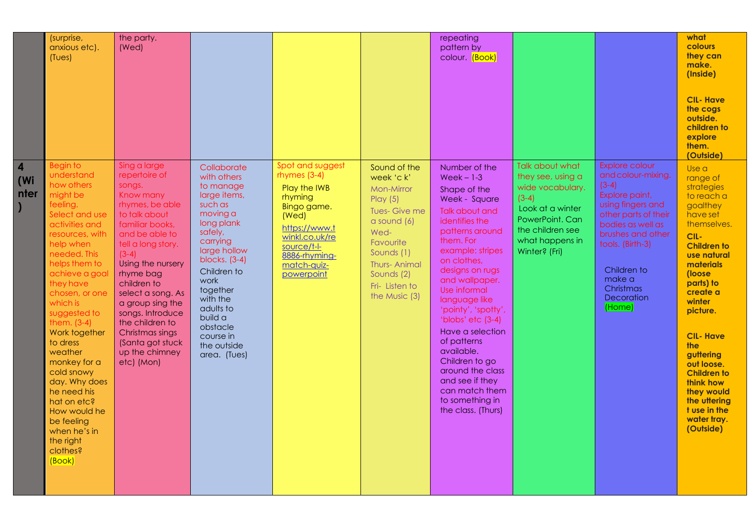| | | | | | | | | | |
|---|---|---|---|---|---|---|---|---|---|
| | (surprise, anxious etc). (Tues) | the party. (Wed) | | | | repeating pattern by colour. (Book) | | | **what colours they can make. (Inside)**<br><br>**CIL- Have the cogs outside. children to explore them. (Outside)** |
| **4 (Winter)** | Begin to understand how others might be feeling. Select and use activities and resources, with help when needed. This helps them to achieve a goal they have chosen, or one which is suggested to them. (3-4)<br>Work together to dress weather monkey for a cold snowy day. Why does he need his hat on etc? How would he be feeling when he's in the right clothes? (Book) | Sing a large repertoire of songs. Know many rhymes, be able to talk about familiar books, and be able to tell a long story. (3-4)<br>Using the nursery rhyme bag children to select a song. As a group sing the songs. Introduce the children to Christmas sings (Santa got stuck up the chimney etc) (Mon) | Collaborate with others to manage large items, such as moving a long plank safely, carrying large hollow blocks. (3-4)<br>Children to work together with the adults to build a obstacle course in the outside area. (Tues) | Spot and suggest rhymes (3-4)<br>Play the IWB rhyming Bingo game. (Wed)<br>https://www.twinkl.co.uk/resource/t-l-8886-rhyming-match-quiz-powerpoint | Sound of the week 'c k'<br>Mon-Mirror Play (5)<br>Tues- Give me a sound (6)<br>Wed- Favourite Sounds (1)<br>Thurs- Animal Sounds (2)<br>Fri- Listen to the Music (3) | Number of the Week – 1-3<br>Shape of the Week - Square<br>Talk about and identifies the patterns around them. For example: stripes on clothes, designs on rugs and wallpaper. Use informal language like 'pointy', 'spotty', 'blobs' etc (3-4)<br>Have a selection of patterns available. Children to go around the class and see if they can match them to something in the class. (Thurs) | Talk about what they see, using a wide vocabulary. (3-4)<br>Look at a winter PowerPoint. Can the children see what happens in Winter? (Fri) | Explore colour and colour-mixing. (3-4)<br>Explore paint, using fingers and other parts of their bodies as well as brushes and other tools. (Birth-3)<br><br>Children to make a Christmas Decoration (Home) | Use a range of strategies to reach a goalthey have set themselves.<br>**CIL- Children to use natural materials (loose parts) to create a winter picture.**<br><br>**CIL- Have the guttering out loose. Children to think how they would the uttering t use in the water tray. (Outside)** |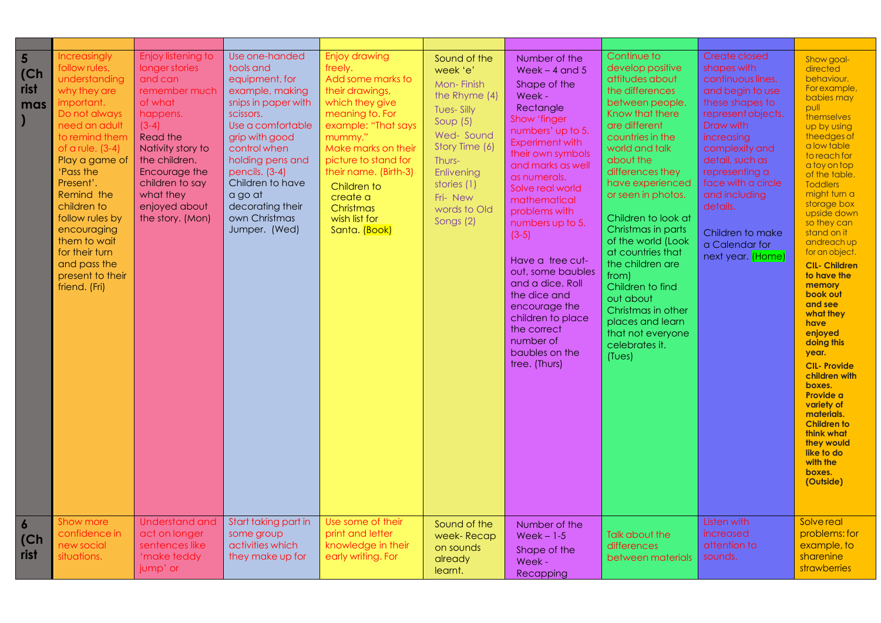| | | | | | | | | | |
|---|---|---|---|---|---|---|---|---|---|
| **5 (Christmas)** | Increasingly follow rules, understanding why they are important. Do not always need an adult to remind them of a rule. (3-4) Play a game of 'Pass the Present'. Remind the children to follow rules by encouraging them to wait for their turn and pass the present to their friend. (Fri) | Enjoy listening to longer stories and can remember much of what happens. (3-4) Read the Nativity story to the children. Encourage the children to say what they enjoyed about the story. (Mon) | Use one-handed tools and equipment, for example, making snips in paper with scissors. Use a comfortable grip with good control when holding pens and pencils. (3-4) Children to have a go at decorating their own Christmas Jumper. (Wed) | Enjoy drawing freely. Add some marks to their drawings, which they give meaning to. For example: "That says mummy." Make marks on their picture to stand for their name. (Birth-3) Children to create a Christmas wish list for Santa. (Book) | Sound of the week 'e' Mon- Finish the Rhyme (4) Tues- Silly Soup (5) Wed- Sound Story Time (6) Thurs- Enlivening stories (1) Fri- New words to Old Songs (2) | Number of the Week – 4 and 5 Shape of the Week - Rectangle Show 'finger numbers' up to 5. Experiment with their own symbols and marks as well as numerals. Solve real world mathematical problems with numbers up to 5. (3-5) Have a tree cut-out, some baubles and a dice. Roll the dice and encourage the children to place the correct number of baubles on the tree. (Thurs) | Continue to develop positive attitudes about the differences between people. Know that there are different countries in the world and talk about the differences they have experienced or seen in photos. Children to look at Christmas in parts of the world (Look at countries that the children are from) Children to find out about Christmas in other places and learn that not everyone celebrates it. (Tues) | Create closed shapes with continuous lines, and begin to use these shapes to represent objects. Draw with increasing complexity and detail, such as representing a face with a circle and including details. Children to make a Calendar for next year. (Home) | Show goal-directed behaviour. For example, babies may pull themselves up by using theedges of a low table to reach for a toy on top of the table. Toddlers might turn a storage box upside down so they can stand on it andreach up for an object. **CIL- Children to have the memory book out and see what they have enjoyed doing this year.** **CIL- Provide children with boxes. Provide a variety of materials. Children to think what they would like to do with the boxes. (Outside)** |
| **6 (Christ** | Show more confidence in new social situations. | Understand and act on longer sentences like 'make teddy jump' or | Start taking part in some group activities which they make up for | Use some of their print and letter knowledge in their early writing. For | Sound of the week- Recap on sounds already learnt. | Number of the Week – 1-5 Shape of the Week - Recapping | Talk about the differences between materials | Listen with increased attention to sounds. | Solve real problems: for example, to sharenine strawberries |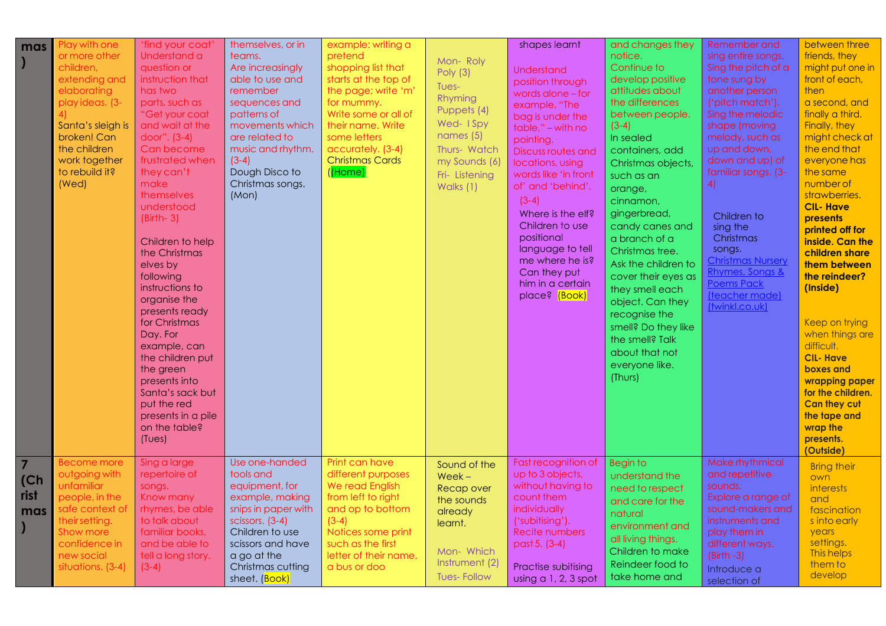| | | | | | | | | | |
|---|---|---|---|---|---|---|---|---|---|
| mas) | Play with one or more other children, extending and elaborating play ideas. (3-4) Santa's sleigh is broken! Can the children work together to rebuild it? (Wed) | 'find your coat' Understand a question or instruction that has two parts, such as "Get your coat and wait at the door". (3-4) Can become frustrated when they can't make themselves understood (Birth- 3) Children to help the Christmas elves by following instructions to organise the presents ready for Christmas Day. For example, can the children put the green presents into Santa's sack but put the red presents in a pile on the table? (Tues) | themselves, or in teams. Are increasingly able to use and remember sequences and patterns of movements which are related to music and rhythm. (3-4) Dough Disco to Christmas songs. (Mon) | example: writing a pretend shopping list that starts at the top of the page; write 'm' for mummy. Write some or all of their name. Write some letters accurately. (3-4) Christmas Cards ((Home) | Mon- Roly Poly (3) Tues- Rhyming Puppets (4) Wed- I Spy names (5) Thurs- Watch my Sounds (6) Fri- Listening Walks (1) | shapes learnt Understand position through words alone – for example, "The bag is under the table," – with no pointing. Discuss routes and locations, using words like 'in front of' and 'behind'. (3-4) Where is the elf? Children to use positional language to tell me where he is? Can they put him in a certain place? (Book) | and changes they notice. Continue to develop positive attitudes about the differences between people. (3-4) In sealed containers, add Christmas objects, such as an orange, cinnamon, gingerbread, candy canes and a branch of a Christmas tree. Ask the children to cover their eyes as they smell each object. Can they recognise the smell? Do they like the smell? Talk about that not everyone like. (Thurs) | Remember and sing entire songs. Sing the pitch of a tone sung by another person ('pitch match'). Sing the melodic shape (moving melody, such as up and down, down and up) of familiar songs. (3-4) Children to sing the Christmas songs. Christmas Nursery Rhymes, Songs & Poems Pack (teacher made) (twinkl.co.uk) | between three friends, they might put one in front of each, then a second, and finally a third. Finally, they might check at the end that everyone has the same number of strawberries. **CIL- Have presents printed off for inside. Can the children share them between the reindeer? (Inside)** Keep on trying when things are difficult. **CIL- Have boxes and wrapping paper for the children. Can they cut the tape and wrap the presents. (Outside)** |
| 7 (Christmas) | Become more outgoing with unfamiliar people, in the safe context of their setting. Show more confidence in new social situations. (3-4) | Sing a large repertoire of songs. Know many rhymes, be able to talk about familiar books, and be able to tell a long story. (3-4) | Use one-handed tools and equipment, for example, making snips in paper with scissors. (3-4) Children to use scissors and have a go at the Christmas cutting sheet. (Book) | Print can have different purposes We read English from left to right and op to bottom (3-4) Notices some print such as the first letter of their name, a bus or doo | Sound of the Week – Recap over the sounds already learnt. Mon- Which Instrument (2) Tues- Follow | Fast recognition of up to 3 objects, without having to count them individually ('subitising'). Recite numbers past 5. (3-4) Practise subitising using a 1, 2, 3 spot | Begin to understand the need to respect and care for the natural environment and all living things. Children to make Reindeer food to take home and | Make rhythmical and repetitive sounds. Explore a range of sound-makers and instruments and play them in different ways. (Birth -3) Introduce a selection of | Bring their own interests and fascinations into early years settings. This helps them to develop |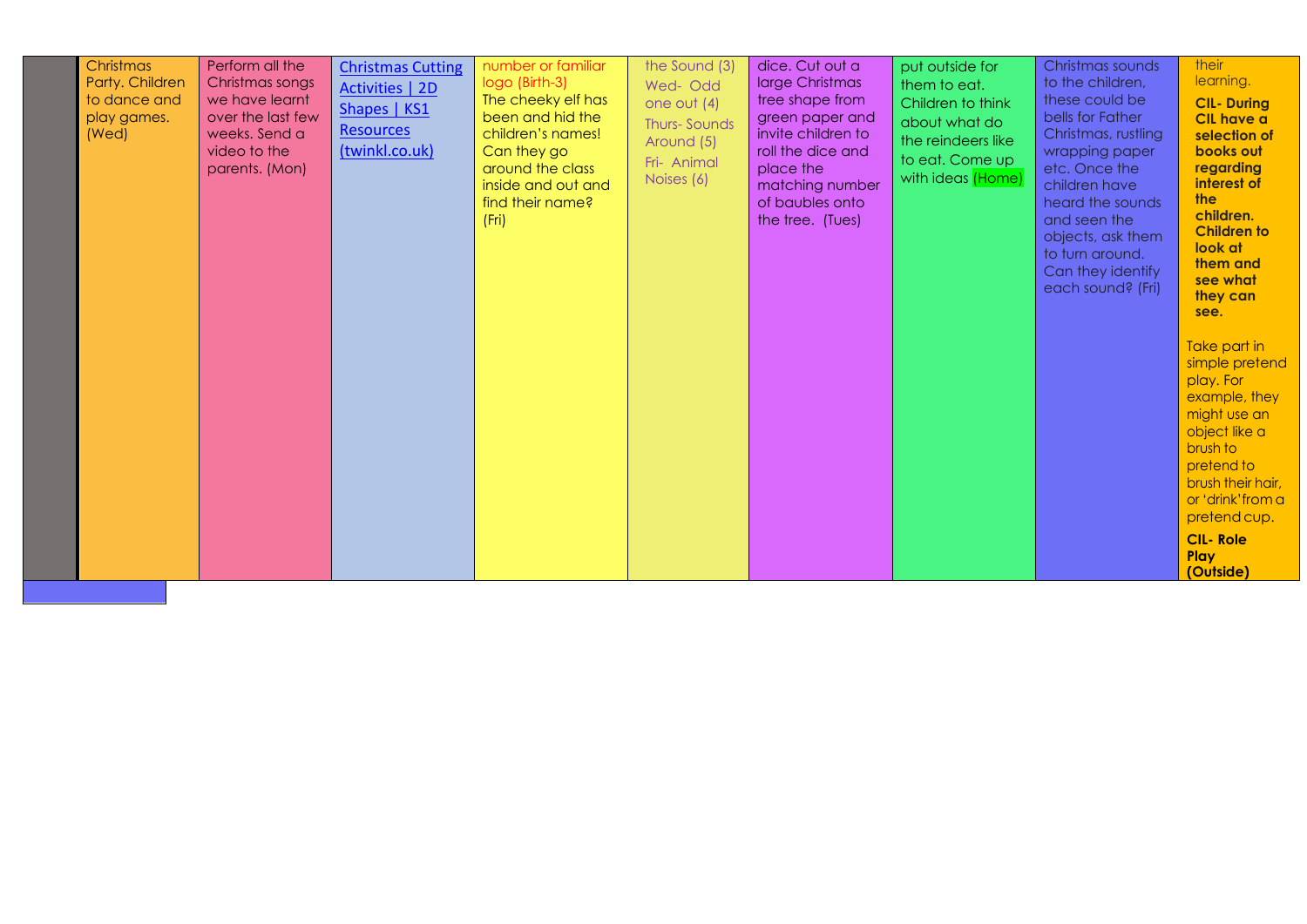| | | | | | | | | | |
|---|---|---|---|---|---|---|---|---|---|
| | Christmas Party. Children to dance and play games. (Wed) | Perform all the Christmas songs we have learnt over the last few weeks. Send a video to the parents. (Mon) | Christmas Cutting Activities \| 2D Shapes \| KS1 Resources (twinkl.co.uk) | number or familiar logo (Birth-3)<br>The cheeky elf has been and hid the children's names! Can they go around the class inside and out and find their name? (Fri) | the Sound (3)<br>Wed- Odd one out (4)<br>Thurs- Sounds Around (5)<br>Fri- Animal Noises (6) | dice. Cut out a large Christmas tree shape from green paper and invite children to roll the dice and place the matching number of baubles onto the tree. (Tues) | put outside for them to eat. Children to think about what do the reindeers like to eat. Come up with ideas (Home) | Christmas sounds to the children, these could be bells for Father Christmas, rustling wrapping paper etc. Once the children have heard the sounds and seen the objects, ask them to turn around. Can they identify each sound? (Fri) | their learning.<br>**CIL- During CIL have a selection of books out regarding interest of the children. Children to look at them and see what they can see.**<br><br>Take part in simple pretend play. For example, they might use an object like a brush to pretend to brush their hair, or 'drink' from a pretend cup.<br>**CIL- Role Play (Outside)** |